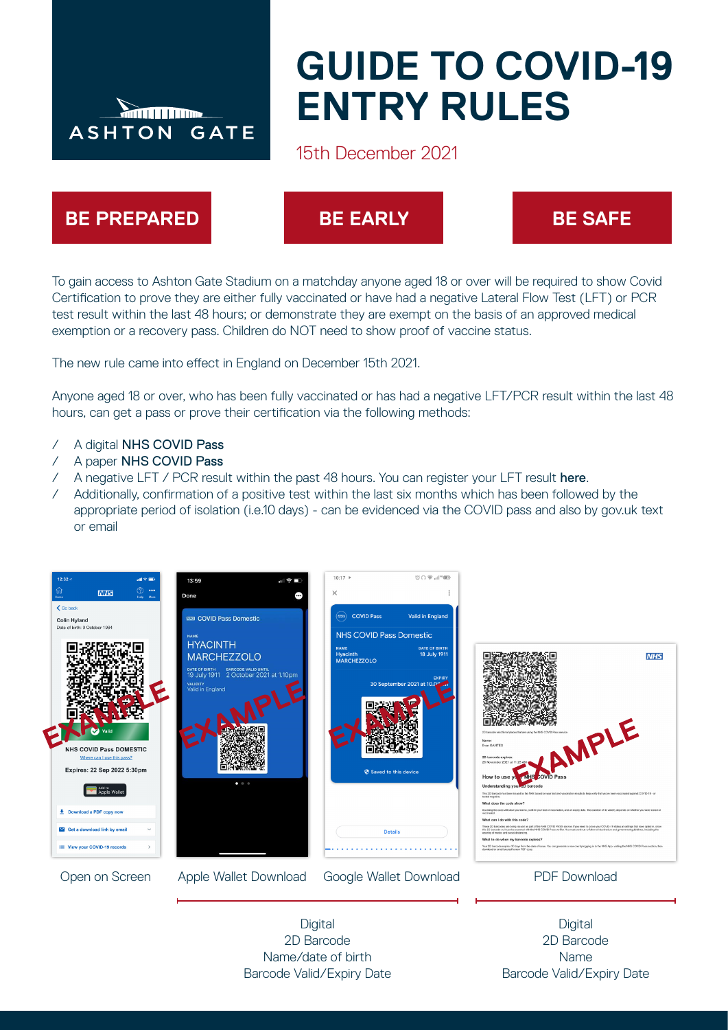ASHTON GATE

# GUIDE TO COVID-19 ENTRY RULES

15th December 2021

**BE PREPARED** **BE EARLY** **BE SAFE**

To gain access to Ashton Gate Stadium on a matchday anyone aged 18 or over will be required to show Covid Certification to prove they are either fully vaccinated or have had a negative Lateral Flow Test (LFT) or PCR test result within the last 48 hours; or demonstrate they are exempt on the basis of an approved medical exemption or a recovery pass. Children do NOT need to show proof of vaccine status.

The new rule came into effect in England on December 15th 2021.

Anyone aged 18 or over, who has been fully vaccinated or has had a negative LFT/PCR result within the last 48 hours, can get a pass or prove their certification via the following methods:

- A digital **NHS COVID Pass**
- A paper **NHS COVID Pass**
- A negative LFT / PCR result within the past 48 hours. You can register your LFT result **here**.
- Additionally, confirmation of a positive test within the last six months which has been followed by the appropriate period of isolation (i.e.10 days) - can be evidenced via the COVID pass and also by gov.uk text or email

Open on Screen | Apple Wallet Download | Google Wallet Download | PDF Download

Open on Screen, Apple Wallet Download, Google Wallet Download:
Digital
2D Barcode
Name/date of birth
Barcode Valid/Expiry Date

PDF Download:
Digital
2D Barcode
Name
Barcode Valid/Expiry Date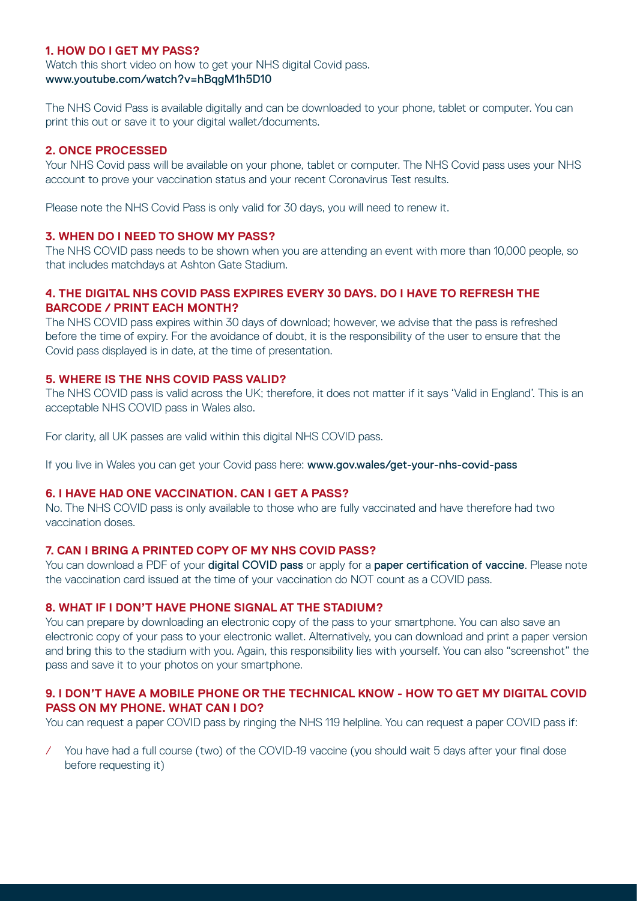### 1. HOW DO I GET MY PASS?

Watch this short video on how to get your NHS digital Covid pass.
**www.youtube.com/watch?v=hBqgM1h5D10**

The NHS Covid Pass is available digitally and can be downloaded to your phone, tablet or computer. You can print this out or save it to your digital wallet/documents.

### 2. ONCE PROCESSED

Your NHS Covid pass will be available on your phone, tablet or computer. The NHS Covid pass uses your NHS account to prove your vaccination status and your recent Coronavirus Test results.

Please note the NHS Covid Pass is only valid for 30 days, you will need to renew it.

### 3. WHEN DO I NEED TO SHOW MY PASS?

The NHS COVID pass needs to be shown when you are attending an event with more than 10,000 people, so that includes matchdays at Ashton Gate Stadium.

### 4. THE DIGITAL NHS COVID PASS EXPIRES EVERY 30 DAYS. DO I HAVE TO REFRESH THE BARCODE / PRINT EACH MONTH?

The NHS COVID pass expires within 30 days of download; however, we advise that the pass is refreshed before the time of expiry. For the avoidance of doubt, it is the responsibility of the user to ensure that the Covid pass displayed is in date, at the time of presentation.

### 5. WHERE IS THE NHS COVID PASS VALID?

The NHS COVID pass is valid across the UK; therefore, it does not matter if it says 'Valid in England'. This is an acceptable NHS COVID pass in Wales also.

For clarity, all UK passes are valid within this digital NHS COVID pass.

If you live in Wales you can get your Covid pass here: **www.gov.wales/get-your-nhs-covid-pass**

### 6. I HAVE HAD ONE VACCINATION. CAN I GET A PASS?

No. The NHS COVID pass is only available to those who are fully vaccinated and have therefore had two vaccination doses.

### 7. CAN I BRING A PRINTED COPY OF MY NHS COVID PASS?

You can download a PDF of your **digital COVID pass** or apply for a **paper certification of vaccine**. Please note the vaccination card issued at the time of your vaccination do NOT count as a COVID pass.

### 8. WHAT IF I DON'T HAVE PHONE SIGNAL AT THE STADIUM?

You can prepare by downloading an electronic copy of the pass to your smartphone. You can also save an electronic copy of your pass to your electronic wallet. Alternatively, you can download and print a paper version and bring this to the stadium with you. Again, this responsibility lies with yourself. You can also "screenshot" the pass and save it to your photos on your smartphone.

### 9. I DON'T HAVE A MOBILE PHONE OR THE TECHNICAL KNOW - HOW TO GET MY DIGITAL COVID PASS ON MY PHONE. WHAT CAN I DO?

You can request a paper COVID pass by ringing the NHS 119 helpline. You can request a paper COVID pass if:

- You have had a full course (two) of the COVID-19 vaccine (you should wait 5 days after your final dose before requesting it)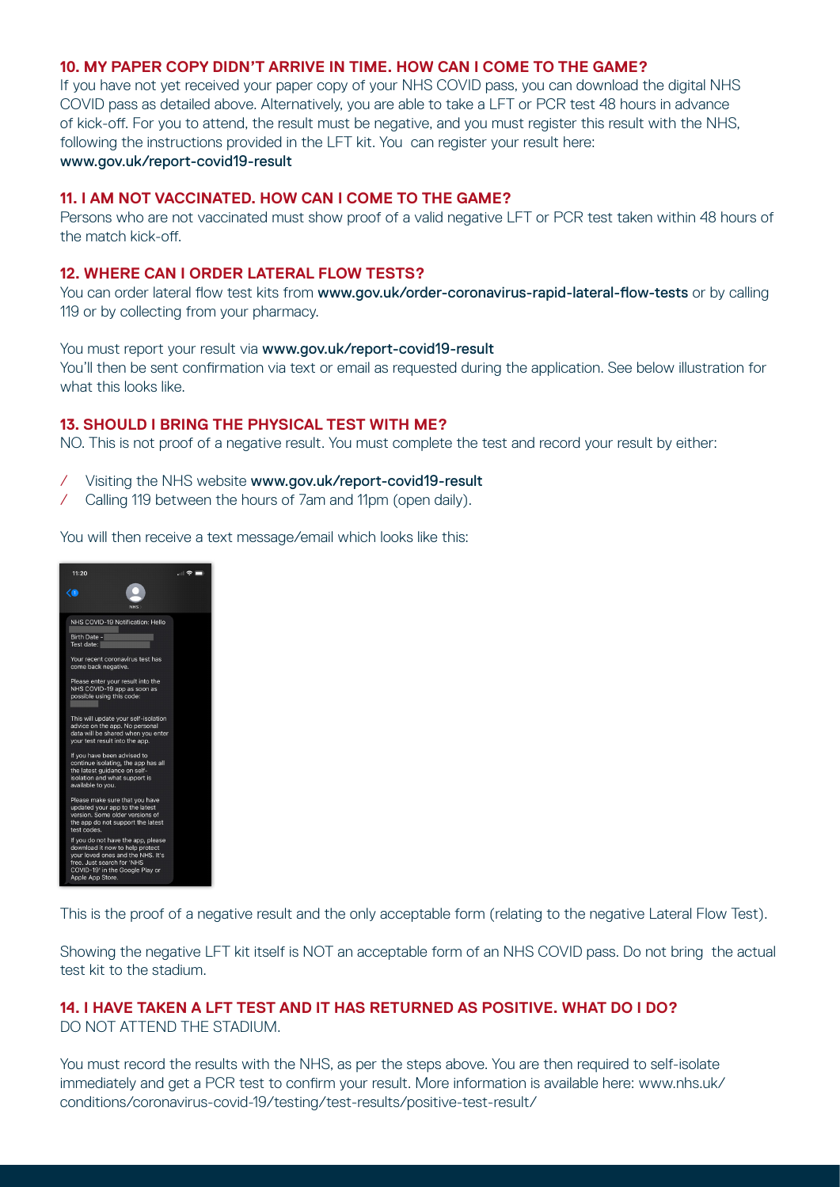### 10. MY PAPER COPY DIDN'T ARRIVE IN TIME. HOW CAN I COME TO THE GAME?

If you have not yet received your paper copy of your NHS COVID pass, you can download the digital NHS COVID pass as detailed above. Alternatively, you are able to take a LFT or PCR test 48 hours in advance of kick-off. For you to attend, the result must be negative, and you must register this result with the NHS, following the instructions provided in the LFT kit. You can register your result here: **www.gov.uk/report-covid19-result**

### 11. I AM NOT VACCINATED. HOW CAN I COME TO THE GAME?

Persons who are not vaccinated must show proof of a valid negative LFT or PCR test taken within 48 hours of the match kick-off.

### 12. WHERE CAN I ORDER LATERAL FLOW TESTS?

You can order lateral flow test kits from **www.gov.uk/order-coronavirus-rapid-lateral-flow-tests** or by calling 119 or by collecting from your pharmacy.

You must report your result via **www.gov.uk/report-covid19-result**
You'll then be sent confirmation via text or email as requested during the application. See below illustration for what this looks like.

### 13. SHOULD I BRING THE PHYSICAL TEST WITH ME?

NO. This is not proof of a negative result. You must complete the test and record your result by either:

- Visiting the NHS website **www.gov.uk/report-covid19-result**
- Calling 119 between the hours of 7am and 11pm (open daily).

You will then receive a text message/email which looks like this:

This is the proof of a negative result and the only acceptable form (relating to the negative Lateral Flow Test).

Showing the negative LFT kit itself is NOT an acceptable form of an NHS COVID pass. Do not bring the actual test kit to the stadium.

### 14. I HAVE TAKEN A LFT TEST AND IT HAS RETURNED AS POSITIVE. WHAT DO I DO?

DO NOT ATTEND THE STADIUM.

You must record the results with the NHS, as per the steps above. You are then required to self-isolate immediately and get a PCR test to confirm your result. More information is available here: www.nhs.uk/conditions/coronavirus-covid-19/testing/test-results/positive-test-result/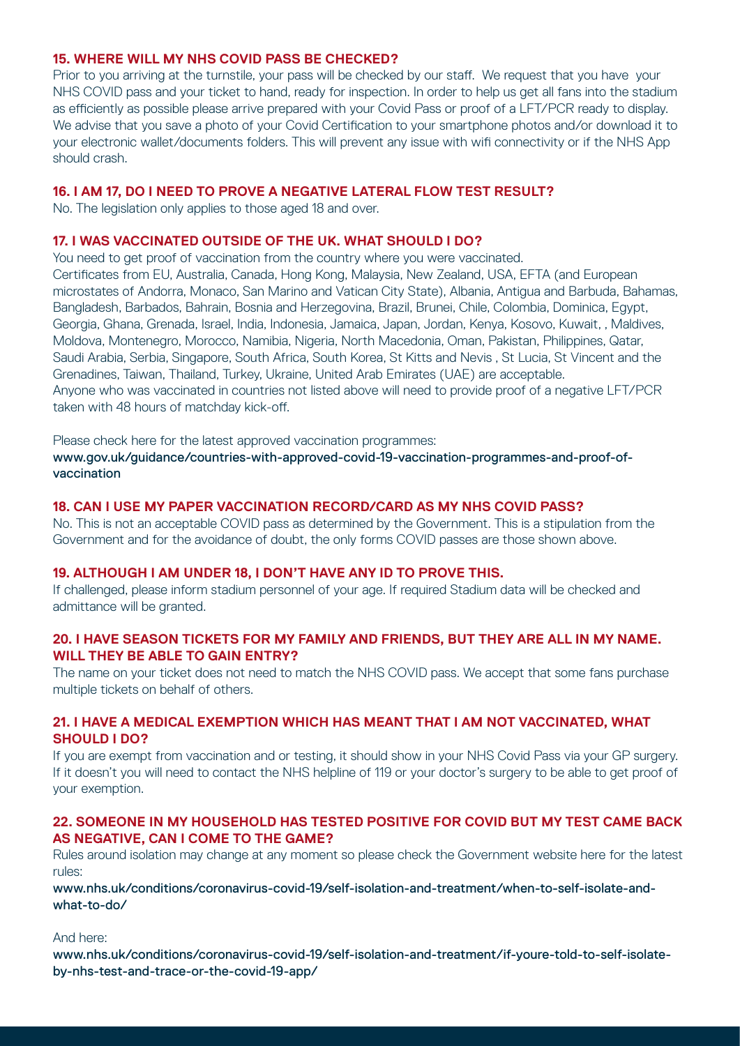### 15. WHERE WILL MY NHS COVID PASS BE CHECKED?

Prior to you arriving at the turnstile, your pass will be checked by our staff. We request that you have your NHS COVID pass and your ticket to hand, ready for inspection. In order to help us get all fans into the stadium as efficiently as possible please arrive prepared with your Covid Pass or proof of a LFT/PCR ready to display. We advise that you save a photo of your Covid Certification to your smartphone photos and/or download it to your electronic wallet/documents folders. This will prevent any issue with wifi connectivity or if the NHS App should crash.

### 16. I AM 17, DO I NEED TO PROVE A NEGATIVE LATERAL FLOW TEST RESULT?

No. The legislation only applies to those aged 18 and over.

### 17. I WAS VACCINATED OUTSIDE OF THE UK. WHAT SHOULD I DO?

You need to get proof of vaccination from the country where you were vaccinated.
Certificates from EU, Australia, Canada, Hong Kong, Malaysia, New Zealand, USA, EFTA (and European microstates of Andorra, Monaco, San Marino and Vatican City State), Albania, Antigua and Barbuda, Bahamas, Bangladesh, Barbados, Bahrain, Bosnia and Herzegovina, Brazil, Brunei, Chile, Colombia, Dominica, Egypt, Georgia, Ghana, Grenada, Israel, India, Indonesia, Jamaica, Japan, Jordan, Kenya, Kosovo, Kuwait, , Maldives, Moldova, Montenegro, Morocco, Namibia, Nigeria, North Macedonia, Oman, Pakistan, Philippines, Qatar, Saudi Arabia, Serbia, Singapore, South Africa, South Korea, St Kitts and Nevis , St Lucia, St Vincent and the Grenadines, Taiwan, Thailand, Turkey, Ukraine, United Arab Emirates (UAE) are acceptable.
Anyone who was vaccinated in countries not listed above will need to provide proof of a negative LFT/PCR taken with 48 hours of matchday kick-off.

Please check here for the latest approved vaccination programmes:
www.gov.uk/guidance/countries-with-approved-covid-19-vaccination-programmes-and-proof-of-vaccination

### 18. CAN I USE MY PAPER VACCINATION RECORD/CARD AS MY NHS COVID PASS?

No. This is not an acceptable COVID pass as determined by the Government. This is a stipulation from the Government and for the avoidance of doubt, the only forms COVID passes are those shown above.

### 19. ALTHOUGH I AM UNDER 18, I DON'T HAVE ANY ID TO PROVE THIS.

If challenged, please inform stadium personnel of your age. If required Stadium data will be checked and admittance will be granted.

### 20. I HAVE SEASON TICKETS FOR MY FAMILY AND FRIENDS, BUT THEY ARE ALL IN MY NAME. WILL THEY BE ABLE TO GAIN ENTRY?

The name on your ticket does not need to match the NHS COVID pass. We accept that some fans purchase multiple tickets on behalf of others.

### 21. I HAVE A MEDICAL EXEMPTION WHICH HAS MEANT THAT I AM NOT VACCINATED, WHAT SHOULD I DO?

If you are exempt from vaccination and or testing, it should show in your NHS Covid Pass via your GP surgery. If it doesn't you will need to contact the NHS helpline of 119 or your doctor's surgery to be able to get proof of your exemption.

### 22. SOMEONE IN MY HOUSEHOLD HAS TESTED POSITIVE FOR COVID BUT MY TEST CAME BACK AS NEGATIVE, CAN I COME TO THE GAME?

Rules around isolation may change at any moment so please check the Government website here for the latest rules:

www.nhs.uk/conditions/coronavirus-covid-19/self-isolation-and-treatment/when-to-self-isolate-and-what-to-do/

And here:

www.nhs.uk/conditions/coronavirus-covid-19/self-isolation-and-treatment/if-youre-told-to-self-isolate-by-nhs-test-and-trace-or-the-covid-19-app/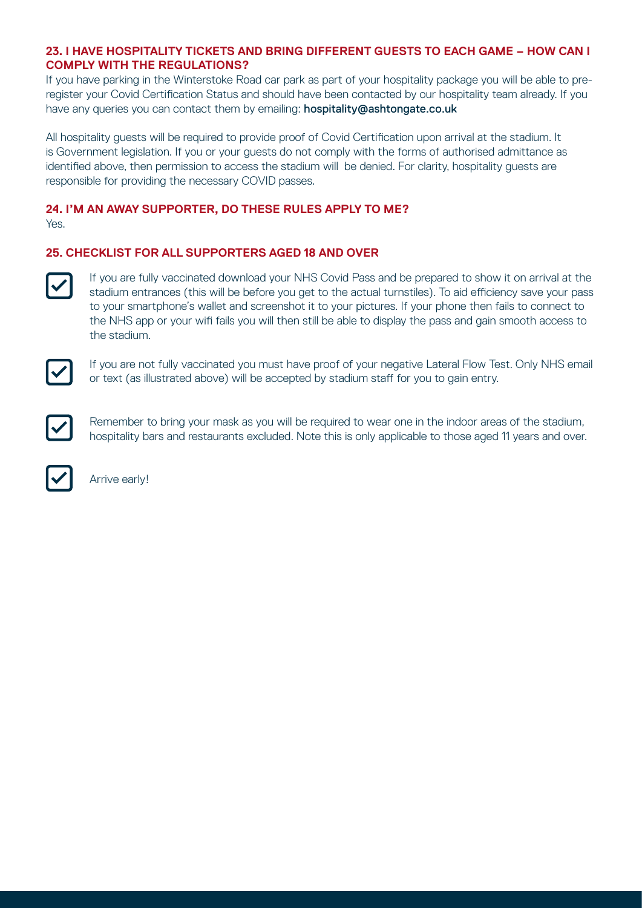### 23. I HAVE HOSPITALITY TICKETS AND BRING DIFFERENT GUESTS TO EACH GAME – HOW CAN I COMPLY WITH THE REGULATIONS?

If you have parking in the Winterstoke Road car park as part of your hospitality package you will be able to pre-register your Covid Certification Status and should have been contacted by our hospitality team already. If you have any queries you can contact them by emailing: **hospitality@ashtongate.co.uk**

All hospitality guests will be required to provide proof of Covid Certification upon arrival at the stadium. It is Government legislation. If you or your guests do not comply with the forms of authorised admittance as identified above, then permission to access the stadium will be denied. For clarity, hospitality guests are responsible for providing the necessary COVID passes.

### 24. I'M AN AWAY SUPPORTER, DO THESE RULES APPLY TO ME?

Yes.

### 25. CHECKLIST FOR ALL SUPPORTERS AGED 18 AND OVER

- [x] If you are fully vaccinated download your NHS Covid Pass and be prepared to show it on arrival at the stadium entrances (this will be before you get to the actual turnstiles). To aid efficiency save your pass to your smartphone's wallet and screenshot it to your pictures. If your phone then fails to connect to the NHS app or your wifi fails you will then still be able to display the pass and gain smooth access to the stadium.
- [x] If you are not fully vaccinated you must have proof of your negative Lateral Flow Test. Only NHS email or text (as illustrated above) will be accepted by stadium staff for you to gain entry.
- [x] Remember to bring your mask as you will be required to wear one in the indoor areas of the stadium, hospitality bars and restaurants excluded. Note this is only applicable to those aged 11 years and over.
- [x] Arrive early!